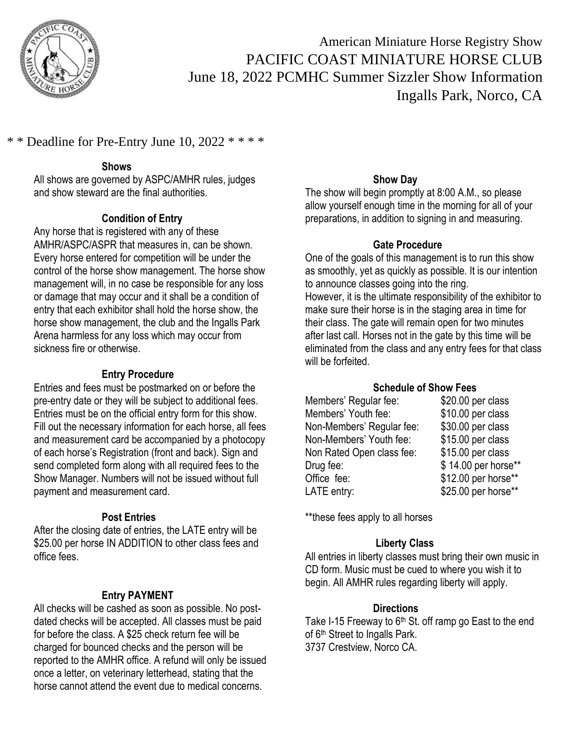# American Miniature Horse Registry Show
# PACIFIC COAST MINIATURE HORSE CLUB
## June 18, 2022 PCMHC Summer Sizzler Show Information
## Ingalls Park, Norco, CA

* * Deadline for Pre-Entry June 10, 2022 * * * *

### Shows

All shows are governed by ASPC/AMHR rules, judges and show steward are the final authorities.

### Condition of Entry

Any horse that is registered with any of these AMHR/ASPC/ASPR that measures in, can be shown. Every horse entered for competition will be under the control of the horse show management. The horse show management will, in no case be responsible for any loss or damage that may occur and it shall be a condition of entry that each exhibitor shall hold the horse show, the horse show management, the club and the Ingalls Park Arena harmless for any loss which may occur from sickness fire or otherwise.

### Entry Procedure

Entries and fees must be postmarked on or before the pre-entry date or they will be subject to additional fees. Entries must be on the official entry form for this show. Fill out the necessary information for each horse, all fees and measurement card be accompanied by a photocopy of each horse's Registration (front and back). Sign and send completed form along with all required fees to the Show Manager. Numbers will not be issued without full payment and measurement card.

### Post Entries

After the closing date of entries, the LATE entry will be $25.00 per horse IN ADDITION to other class fees and office fees.

### Entry PAYMENT

All checks will be cashed as soon as possible. No post-dated checks will be accepted. All classes must be paid for before the class. A $25 check return fee will be charged for bounced checks and the person will be reported to the AMHR office. A refund will only be issued once a letter, on veterinary letterhead, stating that the horse cannot attend the event due to medical concerns.

### Show Day

The show will begin promptly at 8:00 A.M., so please allow yourself enough time in the morning for all of your preparations, in addition to signing in and measuring.

### Gate Procedure

One of the goals of this management is to run this show as smoothly, yet as quickly as possible. It is our intention to announce classes going into the ring.

However, it is the ultimate responsibility of the exhibitor to make sure their horse is in the staging area in time for their class. The gate will remain open for two minutes after last call. Horses not in the gate by this time will be eliminated from the class and any entry fees for that class will be forfeited.

### Schedule of Show Fees

| | |
|---|---|
| Members' Regular fee: | $20.00 per class |
| Members' Youth fee: | $10.00 per class |
| Non-Members' Regular fee: | $30.00 per class |
| Non-Members' Youth fee: | $15.00 per class |
| Non Rated Open class fee: | $15.00 per class |
| Drug fee: | $ 14.00 per horse** |
| Office fee: | $12.00 per horse** |
| LATE entry: | $25.00 per horse** |

**these fees apply to all horses

### Liberty Class

All entries in liberty classes must bring their own music in CD form. Music must be cued to where you wish it to begin. All AMHR rules regarding liberty will apply.

### Directions

Take I-15 Freeway to 6th St. off ramp go East to the end of 6th Street to Ingalls Park.
3737 Crestview, Norco CA.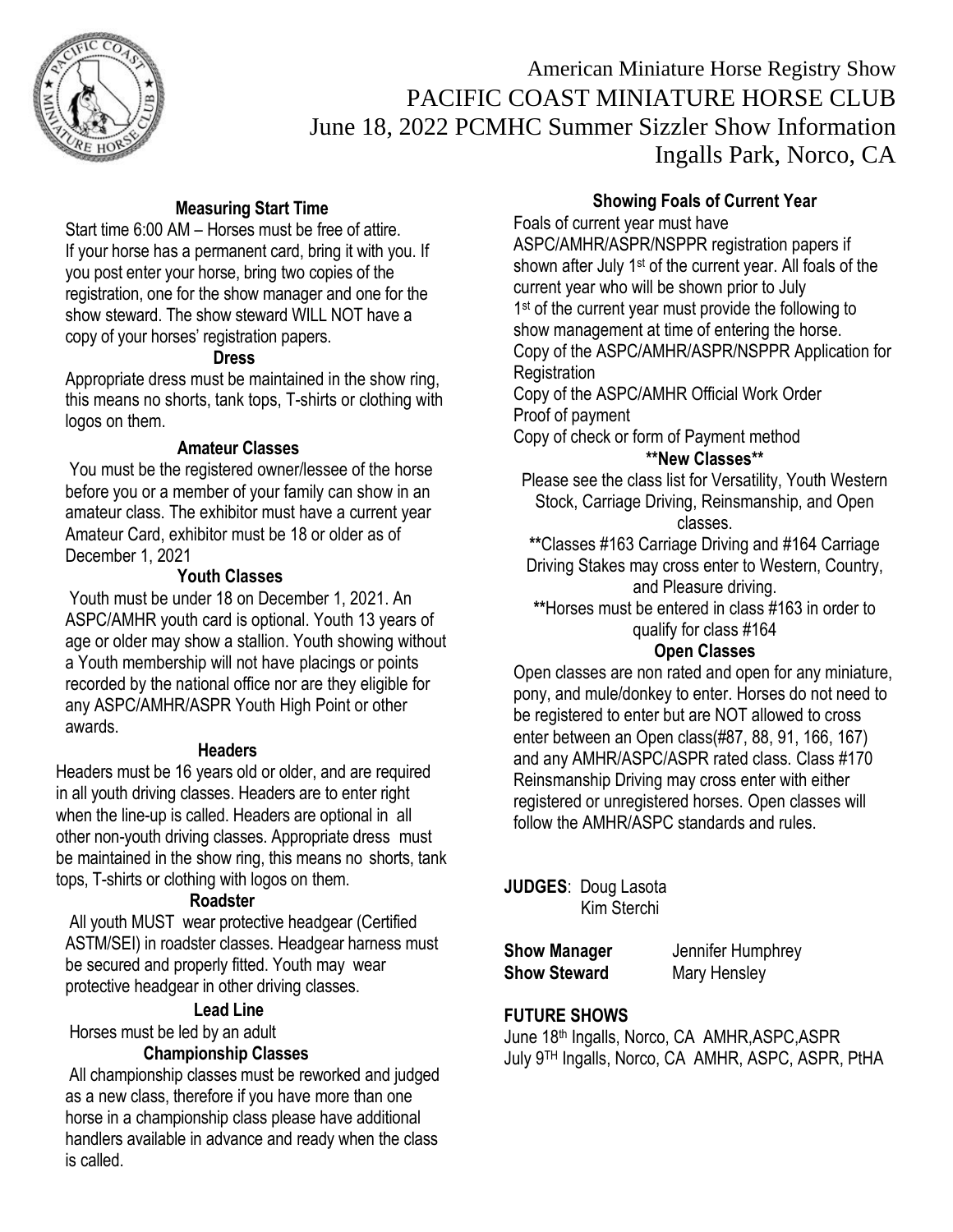# American Miniature Horse Registry Show
# PACIFIC COAST MINIATURE HORSE CLUB
## June 18, 2022 PCMHC Summer Sizzler Show Information
## Ingalls Park, Norco, CA

### Measuring Start Time

Start time 6:00 AM – Horses must be free of attire. If your horse has a permanent card, bring it with you. If you post enter your horse, bring two copies of the registration, one for the show manager and one for the show steward. The show steward WILL NOT have a copy of your horses' registration papers.

### Dress

Appropriate dress must be maintained in the show ring, this means no shorts, tank tops, T-shirts or clothing with logos on them.

### Amateur Classes

You must be the registered owner/lessee of the horse before you or a member of your family can show in an amateur class. The exhibitor must have a current year Amateur Card, exhibitor must be 18 or older as of December 1, 2021

### Youth Classes

Youth must be under 18 on December 1, 2021. An ASPC/AMHR youth card is optional. Youth 13 years of age or older may show a stallion. Youth showing without a Youth membership will not have placings or points recorded by the national office nor are they eligible for any ASPC/AMHR/ASPR Youth High Point or other awards.

### Headers

Headers must be 16 years old or older, and are required in all youth driving classes. Headers are to enter right when the line-up is called. Headers are optional in all other non-youth driving classes. Appropriate dress must be maintained in the show ring, this means no shorts, tank tops, T-shirts or clothing with logos on them.

### Roadster

All youth MUST wear protective headgear (Certified ASTM/SEI) in roadster classes. Headgear harness must be secured and properly fitted. Youth may wear protective headgear in other driving classes.

### Lead Line

Horses must be led by an adult

### Championship Classes

All championship classes must be reworked and judged as a new class, therefore if you have more than one horse in a championship class please have additional handlers available in advance and ready when the class is called.

### Showing Foals of Current Year

Foals of current year must have ASPC/AMHR/ASPR/NSPPR registration papers if shown after July 1st of the current year. All foals of the current year who will be shown prior to July 1st of the current year must provide the following to show management at time of entering the horse.

Copy of the ASPC/AMHR/ASPR/NSPPR Application for Registration

Copy of the ASPC/AMHR Official Work Order

Proof of payment

Copy of check or form of Payment method

### **New Classes**

Please see the class list for Versatility, Youth Western Stock, Carriage Driving, Reinsmanship, and Open classes.

**Classes #163 Carriage Driving and #164 Carriage Driving Stakes may cross enter to Western, Country, and Pleasure driving.

**Horses must be entered in class #163 in order to qualify for class #164

### Open Classes

Open classes are non rated and open for any miniature, pony, and mule/donkey to enter. Horses do not need to be registered to enter but are NOT allowed to cross enter between an Open class(#87, 88, 91, 166, 167) and any AMHR/ASPC/ASPR rated class. Class #170 Reinsmanship Driving may cross enter with either registered or unregistered horses. Open classes will follow the AMHR/ASPC standards and rules.

**JUDGES**: Doug Lasota
Kim Sterchi

**Show Manager** Jennifer Humphrey
**Show Steward** Mary Hensley

### FUTURE SHOWS

June 18th Ingalls, Norco, CA AMHR,ASPC,ASPR
July 9TH Ingalls, Norco, CA AMHR, ASPC, ASPR, PtHA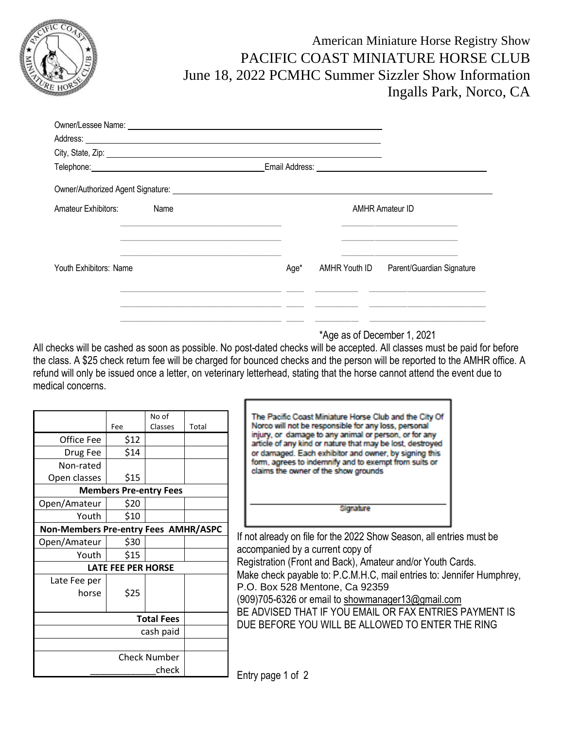American Miniature Horse Registry Show

# PACIFIC COAST MINIATURE HORSE CLUB

## June 18, 2022 PCMHC Summer Sizzler Show Information

## Ingalls Park, Norco, CA

Owner/Lessee Name: ______________________________

Address: ______________________________

City, State, Zip: ______________________________

Telephone: ______________________________ Email Address: ______________________________

Owner/Authorized Agent Signature: ______________________________

| Amateur Exhibitors: Name | AMHR Amateur ID |
|---|---|
| ______________________________ | ______________________________ |
| ______________________________ | ______________________________ |
| ______________________________ | ______________________________ |

| Youth Exhibitors: Name | Age* | AMHR Youth ID | Parent/Guardian Signature |
|---|---|---|---|
| ______________________________ | ____ | __________ | ______________________________ |
| ______________________________ | ____ | __________ | ______________________________ |
| ______________________________ | ____ | __________ | ______________________________ |

*Age as of December 1, 2021

All checks will be cashed as soon as possible. No post-dated checks will be accepted. All classes must be paid for before the class. A $25 check return fee will be charged for bounced checks and the person will be reported to the AMHR office. A refund will only be issued once a letter, on veterinary letterhead, stating that the horse cannot attend the event due to medical concerns.

| | Fee | No of Classes | Total |
|---|---|---|---|
| Office Fee | $12 | | |
| Drug Fee | $14 | | |
| Non-rated Open classes | $15 | | |
| **Members Pre-entry Fees** | | | |
| Open/Amateur | $20 | | |
| Youth | $10 | | |
| **Non-Members Pre-entry Fees AMHR/ASPC** | | | |
| Open/Amateur | $30 | | |
| Youth | $15 | | |
| **LATE FEE PER HORSE** | | | |
| Late Fee per horse | $25 | | |
| **Total Fees** | | | |
| cash paid | | | |
| | | | |
| Check Number ____________check | | | |

The Pacific Coast Miniature Horse Club and the City Of Norco will not be responsible for any loss, personal injury, or damage to any animal or person, or for any article of any kind or nature that may be lost, destroyed or damaged. Each exhibitor and owner, by signing this form, agrees to indemnify and to exempt from suits or claims the owner of the show grounds

______________________________
Signature

If not already on file for the 2022 Show Season, all entries must be accompanied by a current copy of Registration (Front and Back), Amateur and/or Youth Cards.
Make check payable to: P.C.M.H.C, mail entries to: Jennifer Humphrey, P.O. Box 528 Mentone, Ca 92359
(909)705-6326 or email to showmanager13@gmail.com
BE ADVISED THAT IF YOU EMAIL OR FAX ENTRIES PAYMENT IS DUE BEFORE YOU WILL BE ALLOWED TO ENTER THE RING

Entry page 1 of 2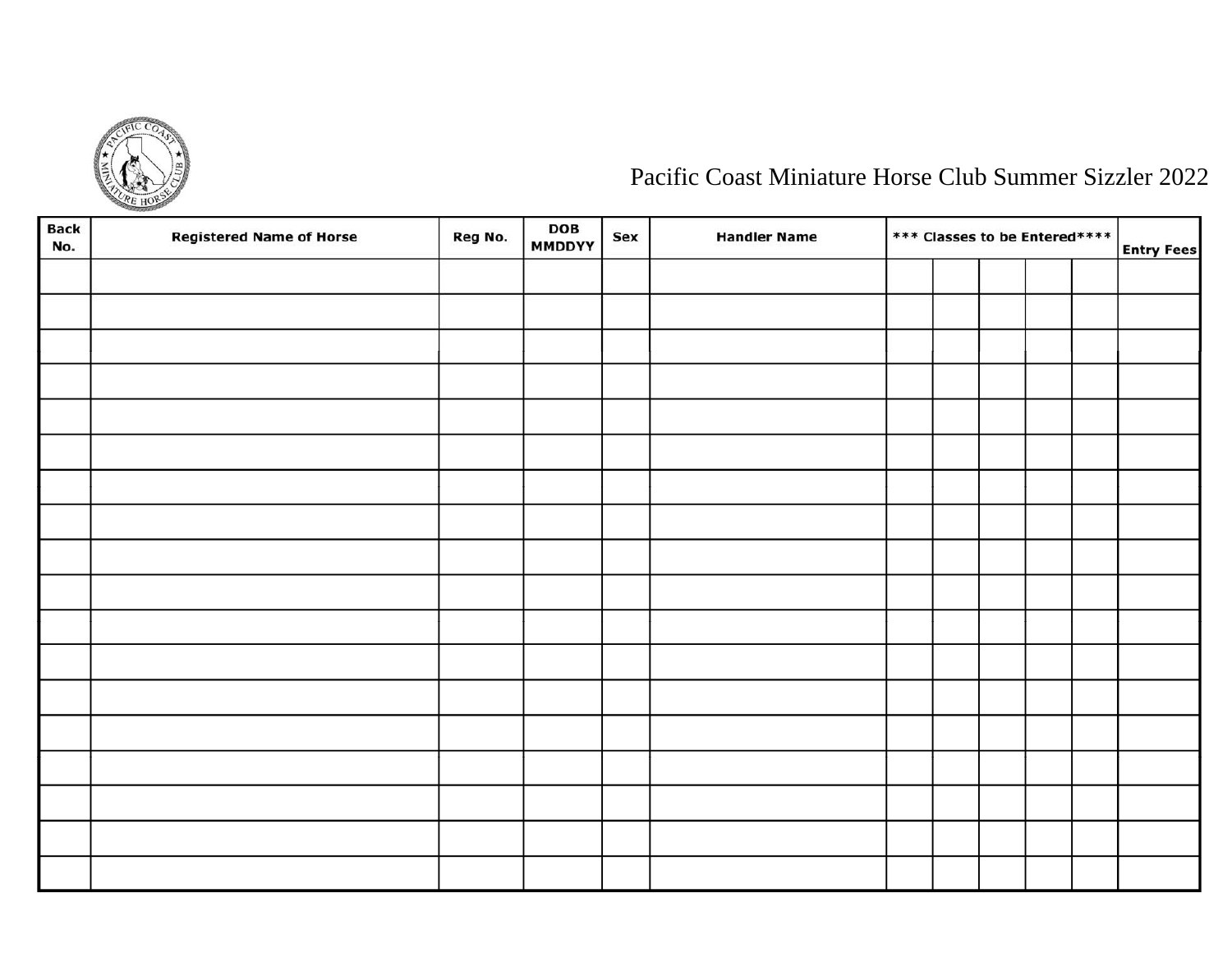Pacific Coast Miniature Horse Club Summer Sizzler 2022

| Back No. | Registered Name of Horse | Reg No. | DOB MMDDYY | Sex | Handler Name | *** Classes to be Entered**** | | | | | Entry Fees |
|---|---|---|---|---|---|---|---|---|---|---|---|
| | | | | | | | | | | | |
| | | | | | | | | | | | |
| | | | | | | | | | | | |
| | | | | | | | | | | | |
| | | | | | | | | | | | |
| | | | | | | | | | | | |
| | | | | | | | | | | | |
| | | | | | | | | | | | |
| | | | | | | | | | | | |
| | | | | | | | | | | | |
| | | | | | | | | | | | |
| | | | | | | | | | | | |
| | | | | | | | | | | | |
| | | | | | | | | | | | |
| | | | | | | | | | | | |
| | | | | | | | | | | | |
| | | | | | | | | | | | |
| | | | | | | | | | | | |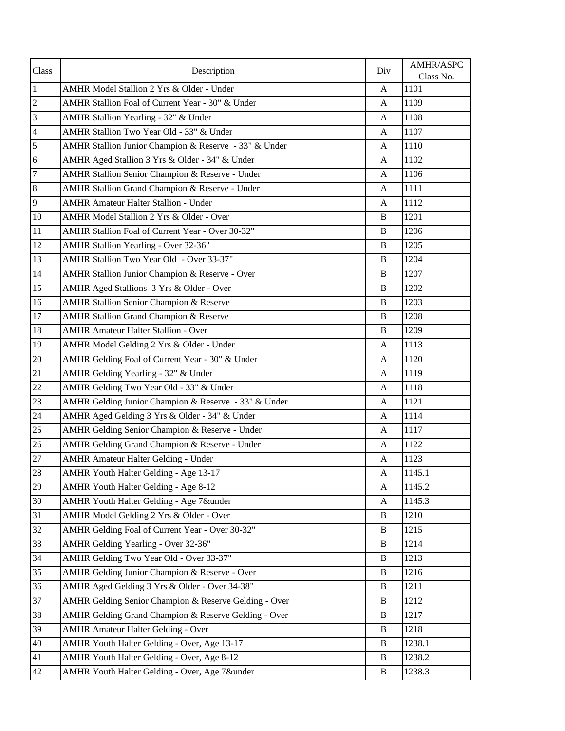| Class | Description | Div | AMHR/ASPC Class No. |
|---|---|---|---|
| 1 | AMHR Model Stallion 2 Yrs & Older - Under | A | 1101 |
| 2 | AMHR Stallion Foal of Current Year - 30" & Under | A | 1109 |
| 3 | AMHR Stallion Yearling - 32" & Under | A | 1108 |
| 4 | AMHR Stallion Two Year Old - 33" & Under | A | 1107 |
| 5 | AMHR Stallion Junior Champion & Reserve - 33" & Under | A | 1110 |
| 6 | AMHR Aged Stallion 3 Yrs & Older - 34" & Under | A | 1102 |
| 7 | AMHR Stallion Senior Champion & Reserve - Under | A | 1106 |
| 8 | AMHR Stallion Grand Champion & Reserve - Under | A | 1111 |
| 9 | AMHR Amateur Halter Stallion - Under | A | 1112 |
| 10 | AMHR Model Stallion 2 Yrs & Older - Over | B | 1201 |
| 11 | AMHR Stallion Foal of Current Year - Over 30-32" | B | 1206 |
| 12 | AMHR Stallion Yearling - Over 32-36" | B | 1205 |
| 13 | AMHR Stallion Two Year Old - Over 33-37" | B | 1204 |
| 14 | AMHR Stallion Junior Champion & Reserve - Over | B | 1207 |
| 15 | AMHR Aged Stallions 3 Yrs & Older - Over | B | 1202 |
| 16 | AMHR Stallion Senior Champion & Reserve | B | 1203 |
| 17 | AMHR Stallion Grand Champion & Reserve | B | 1208 |
| 18 | AMHR Amateur Halter Stallion - Over | B | 1209 |
| 19 | AMHR Model Gelding 2 Yrs & Older - Under | A | 1113 |
| 20 | AMHR Gelding Foal of Current Year - 30" & Under | A | 1120 |
| 21 | AMHR Gelding Yearling - 32" & Under | A | 1119 |
| 22 | AMHR Gelding Two Year Old - 33" & Under | A | 1118 |
| 23 | AMHR Gelding Junior Champion & Reserve - 33" & Under | A | 1121 |
| 24 | AMHR Aged Gelding 3 Yrs & Older - 34" & Under | A | 1114 |
| 25 | AMHR Gelding Senior Champion & Reserve - Under | A | 1117 |
| 26 | AMHR Gelding Grand Champion & Reserve - Under | A | 1122 |
| 27 | AMHR Amateur Halter Gelding - Under | A | 1123 |
| 28 | AMHR Youth Halter Gelding - Age 13-17 | A | 1145.1 |
| 29 | AMHR Youth Halter Gelding - Age 8-12 | A | 1145.2 |
| 30 | AMHR Youth Halter Gelding - Age 7&under | A | 1145.3 |
| 31 | AMHR Model Gelding 2 Yrs & Older - Over | B | 1210 |
| 32 | AMHR Gelding Foal of Current Year - Over 30-32" | B | 1215 |
| 33 | AMHR Gelding Yearling - Over 32-36" | B | 1214 |
| 34 | AMHR Gelding Two Year Old - Over 33-37" | B | 1213 |
| 35 | AMHR Gelding Junior Champion & Reserve - Over | B | 1216 |
| 36 | AMHR Aged Gelding 3 Yrs & Older - Over 34-38" | B | 1211 |
| 37 | AMHR Gelding Senior Champion & Reserve Gelding - Over | B | 1212 |
| 38 | AMHR Gelding Grand Champion & Reserve Gelding - Over | B | 1217 |
| 39 | AMHR Amateur Halter Gelding - Over | B | 1218 |
| 40 | AMHR Youth Halter Gelding - Over, Age 13-17 | B | 1238.1 |
| 41 | AMHR Youth Halter Gelding - Over, Age 8-12 | B | 1238.2 |
| 42 | AMHR Youth Halter Gelding - Over, Age 7&under | B | 1238.3 |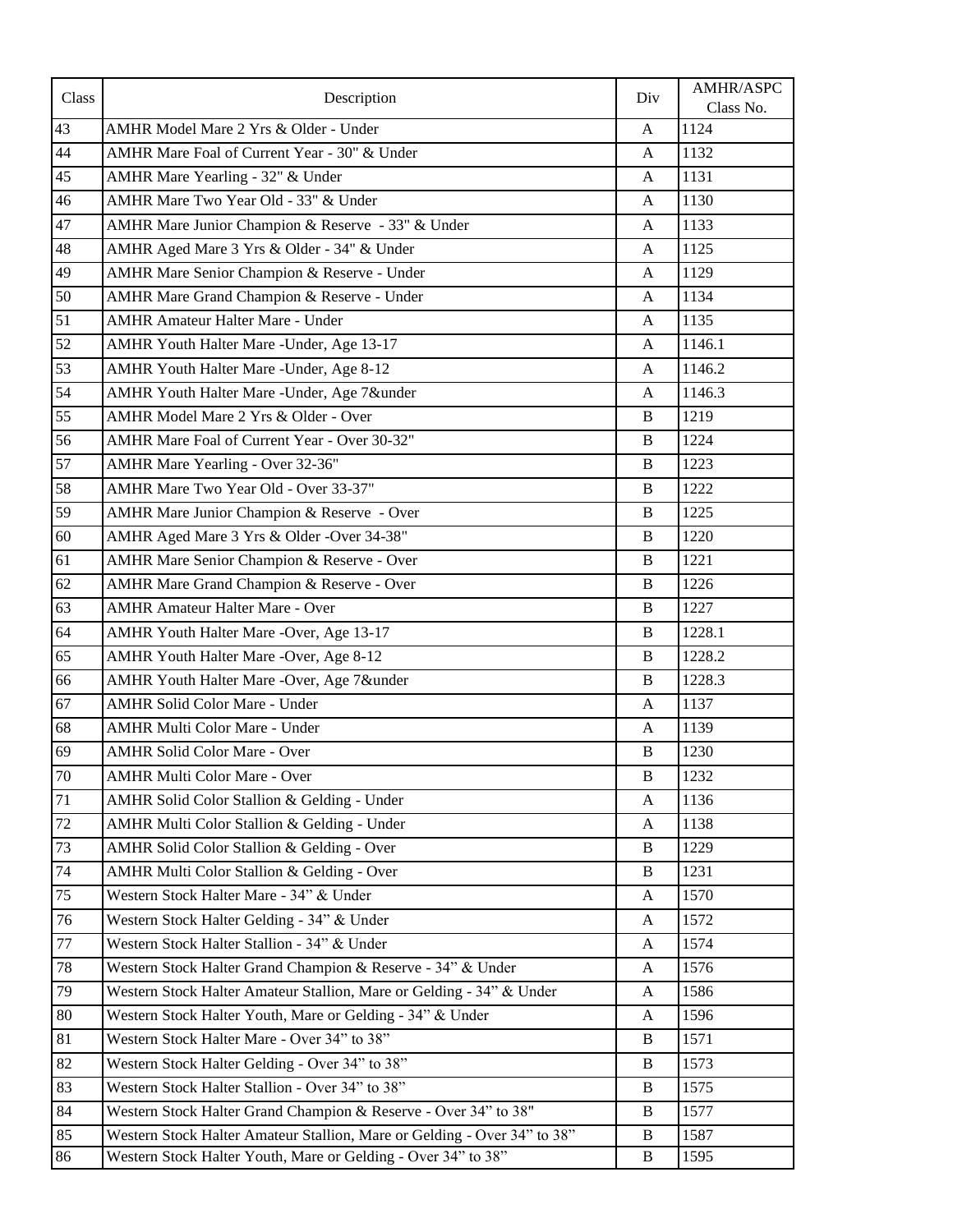| Class | Description | Div | AMHR/ASPC Class No. |
|---|---|---|---|
| 43 | AMHR Model Mare 2 Yrs & Older - Under | A | 1124 |
| 44 | AMHR Mare Foal of Current Year - 30" & Under | A | 1132 |
| 45 | AMHR Mare Yearling - 32" & Under | A | 1131 |
| 46 | AMHR Mare Two Year Old - 33" & Under | A | 1130 |
| 47 | AMHR Mare Junior Champion & Reserve - 33" & Under | A | 1133 |
| 48 | AMHR Aged Mare 3 Yrs & Older - 34" & Under | A | 1125 |
| 49 | AMHR Mare Senior Champion & Reserve - Under | A | 1129 |
| 50 | AMHR Mare Grand Champion & Reserve - Under | A | 1134 |
| 51 | AMHR Amateur Halter Mare - Under | A | 1135 |
| 52 | AMHR Youth Halter Mare -Under, Age 13-17 | A | 1146.1 |
| 53 | AMHR Youth Halter Mare -Under, Age 8-12 | A | 1146.2 |
| 54 | AMHR Youth Halter Mare -Under, Age 7&under | A | 1146.3 |
| 55 | AMHR Model Mare 2 Yrs & Older - Over | B | 1219 |
| 56 | AMHR Mare Foal of Current Year - Over 30-32" | B | 1224 |
| 57 | AMHR Mare Yearling - Over 32-36" | B | 1223 |
| 58 | AMHR Mare Two Year Old - Over 33-37" | B | 1222 |
| 59 | AMHR Mare Junior Champion & Reserve - Over | B | 1225 |
| 60 | AMHR Aged Mare 3 Yrs & Older -Over 34-38" | B | 1220 |
| 61 | AMHR Mare Senior Champion & Reserve - Over | B | 1221 |
| 62 | AMHR Mare Grand Champion & Reserve - Over | B | 1226 |
| 63 | AMHR Amateur Halter Mare - Over | B | 1227 |
| 64 | AMHR Youth Halter Mare -Over, Age 13-17 | B | 1228.1 |
| 65 | AMHR Youth Halter Mare -Over, Age 8-12 | B | 1228.2 |
| 66 | AMHR Youth Halter Mare -Over, Age 7&under | B | 1228.3 |
| 67 | AMHR Solid Color Mare - Under | A | 1137 |
| 68 | AMHR Multi Color Mare - Under | A | 1139 |
| 69 | AMHR Solid Color Mare - Over | B | 1230 |
| 70 | AMHR Multi Color Mare - Over | B | 1232 |
| 71 | AMHR Solid Color Stallion & Gelding - Under | A | 1136 |
| 72 | AMHR Multi Color Stallion & Gelding - Under | A | 1138 |
| 73 | AMHR Solid Color Stallion & Gelding - Over | B | 1229 |
| 74 | AMHR Multi Color Stallion & Gelding - Over | B | 1231 |
| 75 | Western Stock Halter Mare - 34" & Under | A | 1570 |
| 76 | Western Stock Halter Gelding - 34" & Under | A | 1572 |
| 77 | Western Stock Halter Stallion - 34" & Under | A | 1574 |
| 78 | Western Stock Halter Grand Champion & Reserve - 34" & Under | A | 1576 |
| 79 | Western Stock Halter Amateur Stallion, Mare or Gelding - 34" & Under | A | 1586 |
| 80 | Western Stock Halter Youth, Mare or Gelding - 34" & Under | A | 1596 |
| 81 | Western Stock Halter Mare - Over 34" to 38" | B | 1571 |
| 82 | Western Stock Halter Gelding - Over 34" to 38" | B | 1573 |
| 83 | Western Stock Halter Stallion - Over 34" to 38" | B | 1575 |
| 84 | Western Stock Halter Grand Champion & Reserve - Over 34" to 38" | B | 1577 |
| 85 | Western Stock Halter Amateur Stallion, Mare or Gelding - Over 34" to 38" | B | 1587 |
| 86 | Western Stock Halter Youth, Mare or Gelding - Over 34" to 38" | B | 1595 |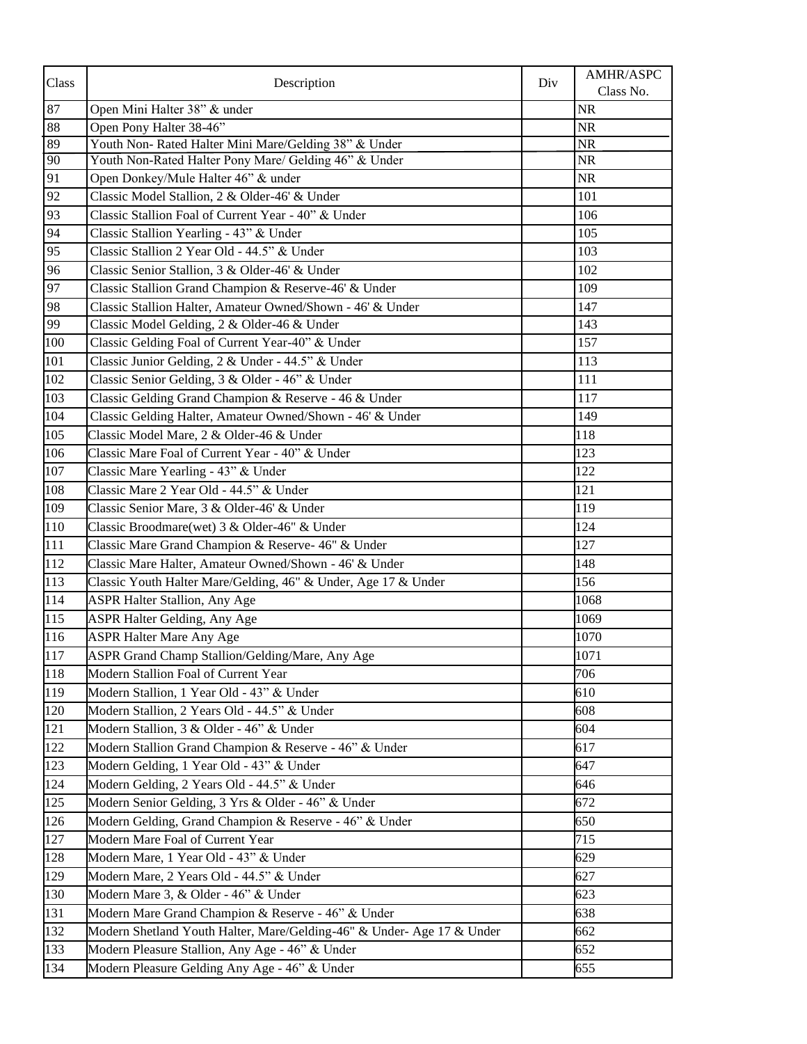| Class | Description | Div | AMHR/ASPC Class No. |
|---|---|---|---|
| 87 | Open Mini Halter 38” & under | | NR |
| 88 | Open Pony Halter 38-46” | | NR |
| 89 | Youth Non- Rated Halter Mini Mare/Gelding 38” & Under | | NR |
| 90 | Youth Non-Rated Halter Pony Mare/ Gelding 46” & Under | | NR |
| 91 | Open Donkey/Mule Halter 46” & under | | NR |
| 92 | Classic Model Stallion, 2 & Older-46' & Under | | 101 |
| 93 | Classic Stallion Foal of Current Year - 40” & Under | | 106 |
| 94 | Classic Stallion Yearling - 43” & Under | | 105 |
| 95 | Classic Stallion 2 Year Old - 44.5” & Under | | 103 |
| 96 | Classic Senior Stallion, 3 & Older-46' & Under | | 102 |
| 97 | Classic Stallion Grand Champion & Reserve-46' & Under | | 109 |
| 98 | Classic Stallion Halter, Amateur Owned/Shown - 46' & Under | | 147 |
| 99 | Classic Model Gelding, 2 & Older-46 & Under | | 143 |
| 100 | Classic Gelding Foal of Current Year-40” & Under | | 157 |
| 101 | Classic Junior Gelding, 2 & Under - 44.5” & Under | | 113 |
| 102 | Classic Senior Gelding, 3 & Older - 46” & Under | | 111 |
| 103 | Classic Gelding Grand Champion & Reserve - 46 & Under | | 117 |
| 104 | Classic Gelding Halter, Amateur Owned/Shown - 46' & Under | | 149 |
| 105 | Classic Model Mare, 2 & Older-46 & Under | | 118 |
| 106 | Classic Mare Foal of Current Year - 40” & Under | | 123 |
| 107 | Classic Mare Yearling - 43” & Under | | 122 |
| 108 | Classic Mare 2 Year Old - 44.5” & Under | | 121 |
| 109 | Classic Senior Mare, 3 & Older-46' & Under | | 119 |
| 110 | Classic Broodmare(wet) 3 & Older-46" & Under | | 124 |
| 111 | Classic Mare Grand Champion & Reserve- 46" & Under | | 127 |
| 112 | Classic Mare Halter, Amateur Owned/Shown - 46' & Under | | 148 |
| 113 | Classic Youth Halter Mare/Gelding, 46" & Under, Age 17 & Under | | 156 |
| 114 | ASPR Halter Stallion, Any Age | | 1068 |
| 115 | ASPR Halter Gelding, Any Age | | 1069 |
| 116 | ASPR Halter Mare Any Age | | 1070 |
| 117 | ASPR Grand Champ Stallion/Gelding/Mare, Any Age | | 1071 |
| 118 | Modern Stallion Foal of Current Year | | 706 |
| 119 | Modern Stallion, 1 Year Old - 43” & Under | | 610 |
| 120 | Modern Stallion, 2 Years Old - 44.5” & Under | | 608 |
| 121 | Modern Stallion, 3 & Older - 46” & Under | | 604 |
| 122 | Modern Stallion Grand Champion & Reserve - 46” & Under | | 617 |
| 123 | Modern Gelding, 1 Year Old - 43” & Under | | 647 |
| 124 | Modern Gelding, 2 Years Old - 44.5” & Under | | 646 |
| 125 | Modern Senior Gelding, 3 Yrs & Older - 46” & Under | | 672 |
| 126 | Modern Gelding, Grand Champion & Reserve - 46” & Under | | 650 |
| 127 | Modern Mare Foal of Current Year | | 715 |
| 128 | Modern Mare, 1 Year Old - 43” & Under | | 629 |
| 129 | Modern Mare, 2 Years Old - 44.5” & Under | | 627 |
| 130 | Modern Mare 3, & Older - 46” & Under | | 623 |
| 131 | Modern Mare Grand Champion & Reserve - 46” & Under | | 638 |
| 132 | Modern Shetland Youth Halter, Mare/Gelding-46" & Under- Age 17 & Under | | 662 |
| 133 | Modern Pleasure Stallion, Any Age - 46” & Under | | 652 |
| 134 | Modern Pleasure Gelding Any Age - 46” & Under | | 655 |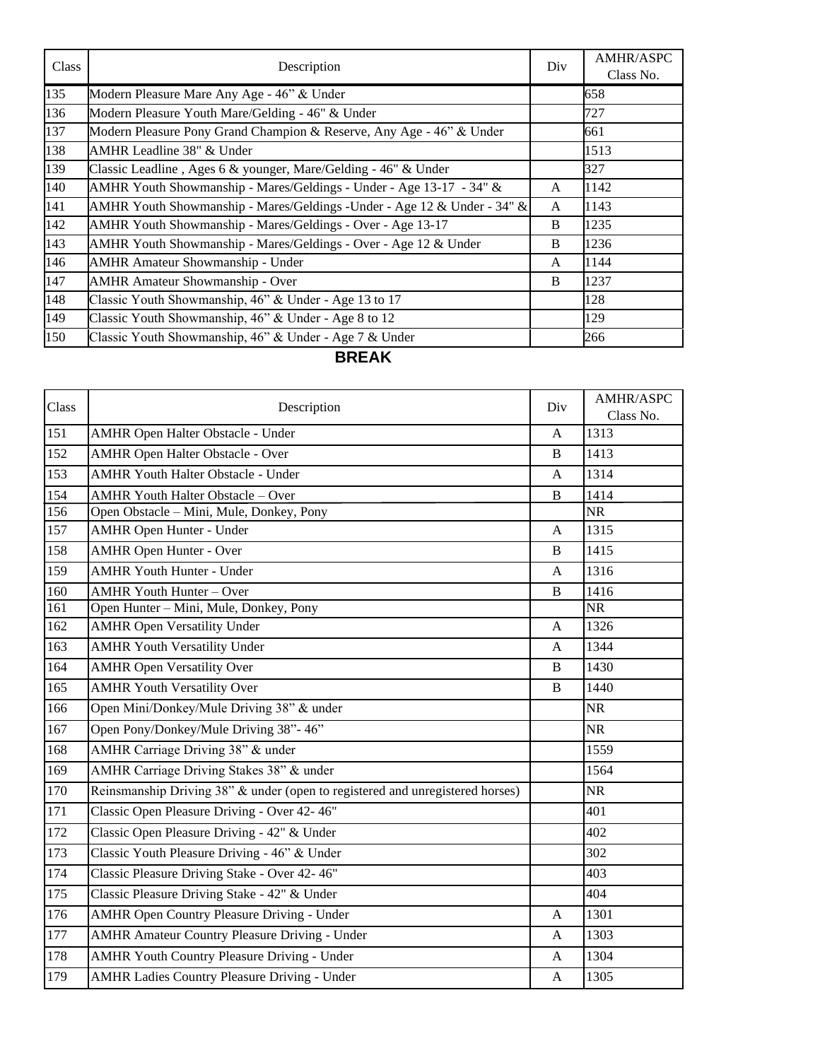| Class | Description | Div | AMHR/ASPC Class No. |
| --- | --- | --- | --- |
| 135 | Modern Pleasure Mare Any Age - 46” & Under | | 658 |
| 136 | Modern Pleasure Youth Mare/Gelding - 46" & Under | | 727 |
| 137 | Modern Pleasure Pony Grand Champion & Reserve, Any Age - 46” & Under | | 661 |
| 138 | AMHR Leadline 38" & Under | | 1513 |
| 139 | Classic Leadline , Ages 6 & younger, Mare/Gelding - 46" & Under | | 327 |
| 140 | AMHR Youth Showmanship - Mares/Geldings - Under - Age 13-17 - 34" & | A | 1142 |
| 141 | AMHR Youth Showmanship - Mares/Geldings -Under - Age 12 & Under - 34" & | A | 1143 |
| 142 | AMHR Youth Showmanship - Mares/Geldings - Over - Age 13-17 | B | 1235 |
| 143 | AMHR Youth Showmanship - Mares/Geldings - Over - Age 12 & Under | B | 1236 |
| 146 | AMHR Amateur Showmanship - Under | A | 1144 |
| 147 | AMHR Amateur Showmanship - Over | B | 1237 |
| 148 | Classic Youth Showmanship, 46” & Under - Age 13 to 17 | | 128 |
| 149 | Classic Youth Showmanship, 46” & Under - Age 8 to 12 | | 129 |
| 150 | Classic Youth Showmanship, 46” & Under - Age 7 & Under | | 266 |

**BREAK**

| Class | Description | Div | AMHR/ASPC Class No. |
| --- | --- | --- | --- |
| 151 | AMHR Open Halter Obstacle - Under | A | 1313 |
| 152 | AMHR Open Halter Obstacle - Over | B | 1413 |
| 153 | AMHR Youth Halter Obstacle - Under | A | 1314 |
| 154 | AMHR Youth Halter Obstacle – Over | B | 1414 |
| 156 | Open Obstacle – Mini, Mule, Donkey, Pony | | NR |
| 157 | AMHR Open Hunter - Under | A | 1315 |
| 158 | AMHR Open Hunter - Over | B | 1415 |
| 159 | AMHR Youth Hunter - Under | A | 1316 |
| 160 | AMHR Youth Hunter – Over | B | 1416 |
| 161 | Open Hunter – Mini, Mule, Donkey, Pony | | NR |
| 162 | AMHR Open Versatility Under | A | 1326 |
| 163 | AMHR Youth Versatility Under | A | 1344 |
| 164 | AMHR Open Versatility Over | B | 1430 |
| 165 | AMHR Youth Versatility Over | B | 1440 |
| 166 | Open Mini/Donkey/Mule Driving 38” & under | | NR |
| 167 | Open Pony/Donkey/Mule Driving 38”- 46” | | NR |
| 168 | AMHR Carriage Driving 38” & under | | 1559 |
| 169 | AMHR Carriage Driving Stakes 38” & under | | 1564 |
| 170 | Reinsmanship Driving 38” & under (open to registered and unregistered horses) | | NR |
| 171 | Classic Open Pleasure Driving - Over 42- 46" | | 401 |
| 172 | Classic Open Pleasure Driving - 42" & Under | | 402 |
| 173 | Classic Youth Pleasure Driving - 46" & Under | | 302 |
| 174 | Classic Pleasure Driving Stake - Over 42- 46" | | 403 |
| 175 | Classic Pleasure Driving Stake - 42" & Under | | 404 |
| 176 | AMHR Open Country Pleasure Driving - Under | A | 1301 |
| 177 | AMHR Amateur Country Pleasure Driving - Under | A | 1303 |
| 178 | AMHR Youth Country Pleasure Driving - Under | A | 1304 |
| 179 | AMHR Ladies Country Pleasure Driving - Under | A | 1305 |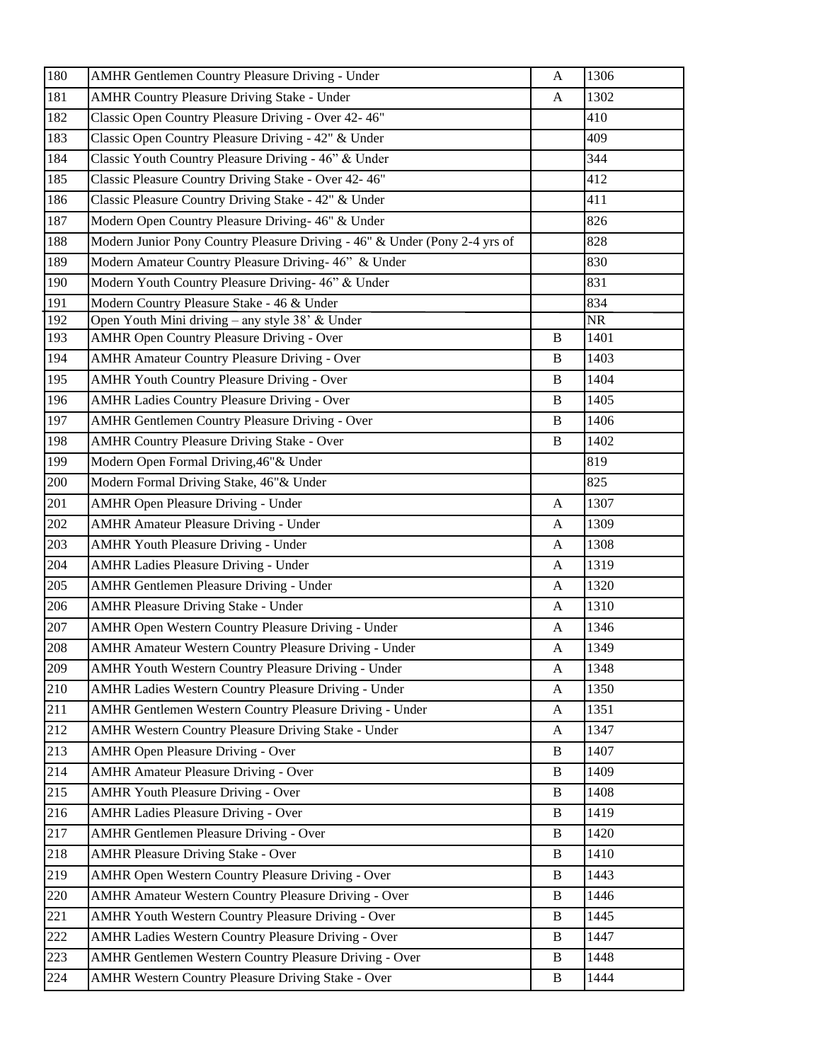| | | | |
|---|---|---|---|
| 180 | AMHR Gentlemen Country Pleasure Driving - Under | A | 1306 |
| 181 | AMHR Country Pleasure Driving Stake - Under | A | 1302 |
| 182 | Classic Open Country Pleasure Driving - Over 42- 46" | | 410 |
| 183 | Classic Open Country Pleasure Driving - 42" & Under | | 409 |
| 184 | Classic Youth Country Pleasure Driving - 46" & Under | | 344 |
| 185 | Classic Pleasure Country Driving Stake - Over 42- 46" | | 412 |
| 186 | Classic Pleasure Country Driving Stake - 42" & Under | | 411 |
| 187 | Modern Open Country Pleasure Driving- 46" & Under | | 826 |
| 188 | Modern Junior Pony Country Pleasure Driving - 46" & Under (Pony 2-4 yrs of | | 828 |
| 189 | Modern Amateur Country Pleasure Driving- 46" & Under | | 830 |
| 190 | Modern Youth Country Pleasure Driving- 46" & Under | | 831 |
| 191 | Modern Country Pleasure Stake - 46 & Under | | 834 |
| 192 | Open Youth Mini driving – any style 38' & Under | | NR |
| 193 | AMHR Open Country Pleasure Driving - Over | B | 1401 |
| 194 | AMHR Amateur Country Pleasure Driving - Over | B | 1403 |
| 195 | AMHR Youth Country Pleasure Driving - Over | B | 1404 |
| 196 | AMHR Ladies Country Pleasure Driving - Over | B | 1405 |
| 197 | AMHR Gentlemen Country Pleasure Driving - Over | B | 1406 |
| 198 | AMHR Country Pleasure Driving Stake - Over | B | 1402 |
| 199 | Modern Open Formal Driving,46"& Under | | 819 |
| 200 | Modern Formal Driving Stake, 46"& Under | | 825 |
| 201 | AMHR Open Pleasure Driving - Under | A | 1307 |
| 202 | AMHR Amateur Pleasure Driving - Under | A | 1309 |
| 203 | AMHR Youth Pleasure Driving - Under | A | 1308 |
| 204 | AMHR Ladies Pleasure Driving - Under | A | 1319 |
| 205 | AMHR Gentlemen Pleasure Driving - Under | A | 1320 |
| 206 | AMHR Pleasure Driving Stake - Under | A | 1310 |
| 207 | AMHR Open Western Country Pleasure Driving - Under | A | 1346 |
| 208 | AMHR Amateur Western Country Pleasure Driving - Under | A | 1349 |
| 209 | AMHR Youth Western Country Pleasure Driving - Under | A | 1348 |
| 210 | AMHR Ladies Western Country Pleasure Driving - Under | A | 1350 |
| 211 | AMHR Gentlemen Western Country Pleasure Driving - Under | A | 1351 |
| 212 | AMHR Western Country Pleasure Driving Stake - Under | A | 1347 |
| 213 | AMHR Open Pleasure Driving - Over | B | 1407 |
| 214 | AMHR Amateur Pleasure Driving - Over | B | 1409 |
| 215 | AMHR Youth Pleasure Driving - Over | B | 1408 |
| 216 | AMHR Ladies Pleasure Driving - Over | B | 1419 |
| 217 | AMHR Gentlemen Pleasure Driving - Over | B | 1420 |
| 218 | AMHR Pleasure Driving Stake - Over | B | 1410 |
| 219 | AMHR Open Western Country Pleasure Driving - Over | B | 1443 |
| 220 | AMHR Amateur Western Country Pleasure Driving - Over | B | 1446 |
| 221 | AMHR Youth Western Country Pleasure Driving - Over | B | 1445 |
| 222 | AMHR Ladies Western Country Pleasure Driving - Over | B | 1447 |
| 223 | AMHR Gentlemen Western Country Pleasure Driving - Over | B | 1448 |
| 224 | AMHR Western Country Pleasure Driving Stake - Over | B | 1444 |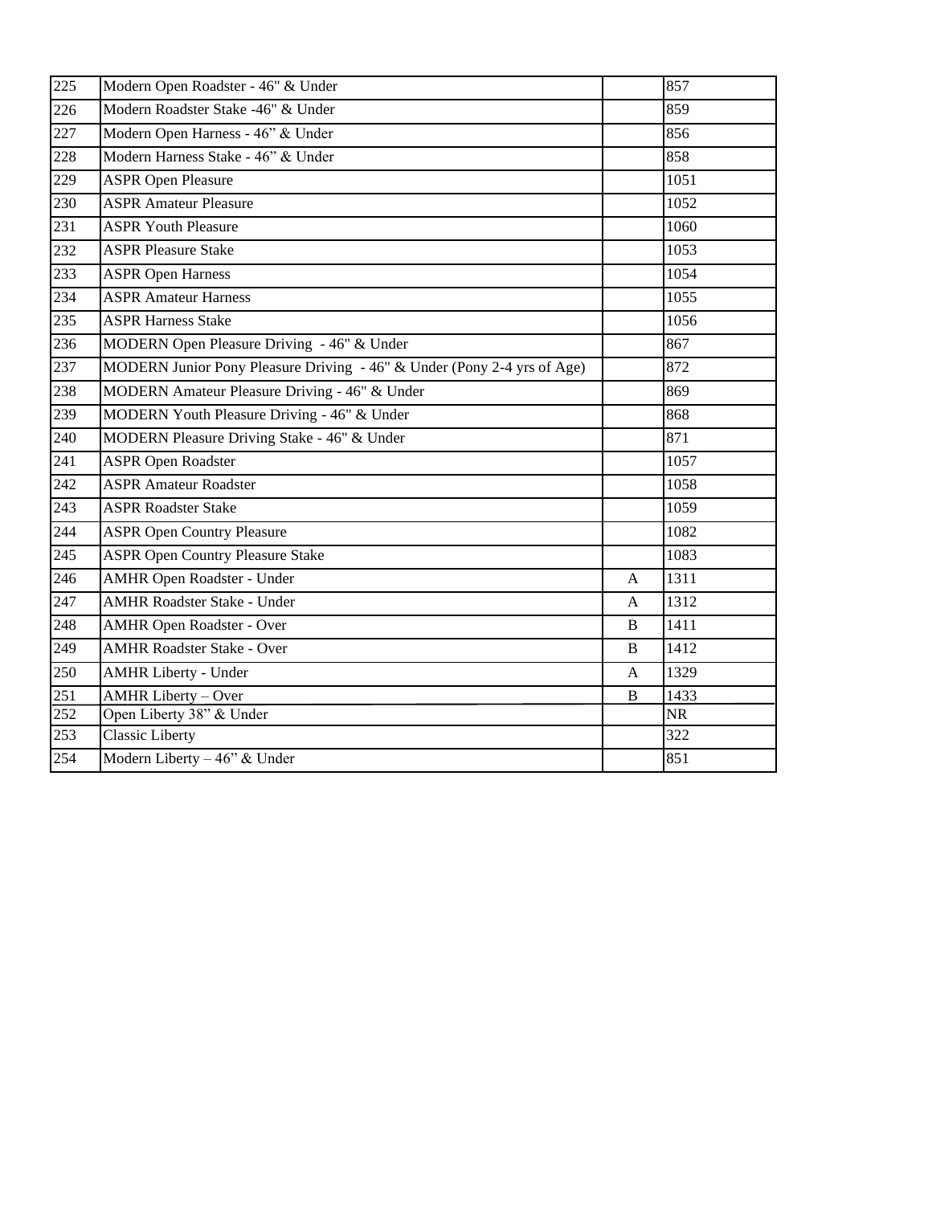| | | | |
|---|---|---|---|
| 225 | Modern Open Roadster - 46" & Under | | 857 |
| 226 | Modern Roadster Stake -46" & Under | | 859 |
| 227 | Modern Open Harness - 46" & Under | | 856 |
| 228 | Modern Harness Stake - 46" & Under | | 858 |
| 229 | ASPR Open Pleasure | | 1051 |
| 230 | ASPR Amateur Pleasure | | 1052 |
| 231 | ASPR Youth Pleasure | | 1060 |
| 232 | ASPR Pleasure Stake | | 1053 |
| 233 | ASPR Open Harness | | 1054 |
| 234 | ASPR Amateur Harness | | 1055 |
| 235 | ASPR Harness Stake | | 1056 |
| 236 | MODERN Open Pleasure Driving - 46" & Under | | 867 |
| 237 | MODERN Junior Pony Pleasure Driving - 46" & Under (Pony 2-4 yrs of Age) | | 872 |
| 238 | MODERN Amateur Pleasure Driving - 46" & Under | | 869 |
| 239 | MODERN Youth Pleasure Driving - 46" & Under | | 868 |
| 240 | MODERN Pleasure Driving Stake - 46" & Under | | 871 |
| 241 | ASPR Open Roadster | | 1057 |
| 242 | ASPR Amateur Roadster | | 1058 |
| 243 | ASPR Roadster Stake | | 1059 |
| 244 | ASPR Open Country Pleasure | | 1082 |
| 245 | ASPR Open Country Pleasure Stake | | 1083 |
| 246 | AMHR Open Roadster - Under | A | 1311 |
| 247 | AMHR Roadster Stake - Under | A | 1312 |
| 248 | AMHR Open Roadster - Over | B | 1411 |
| 249 | AMHR Roadster Stake - Over | B | 1412 |
| 250 | AMHR Liberty - Under | A | 1329 |
| 251 | AMHR Liberty – Over | B | 1433 |
| 252 | Open Liberty 38" & Under | | NR |
| 253 | Classic Liberty | | 322 |
| 254 | Modern Liberty – 46" & Under | | 851 |